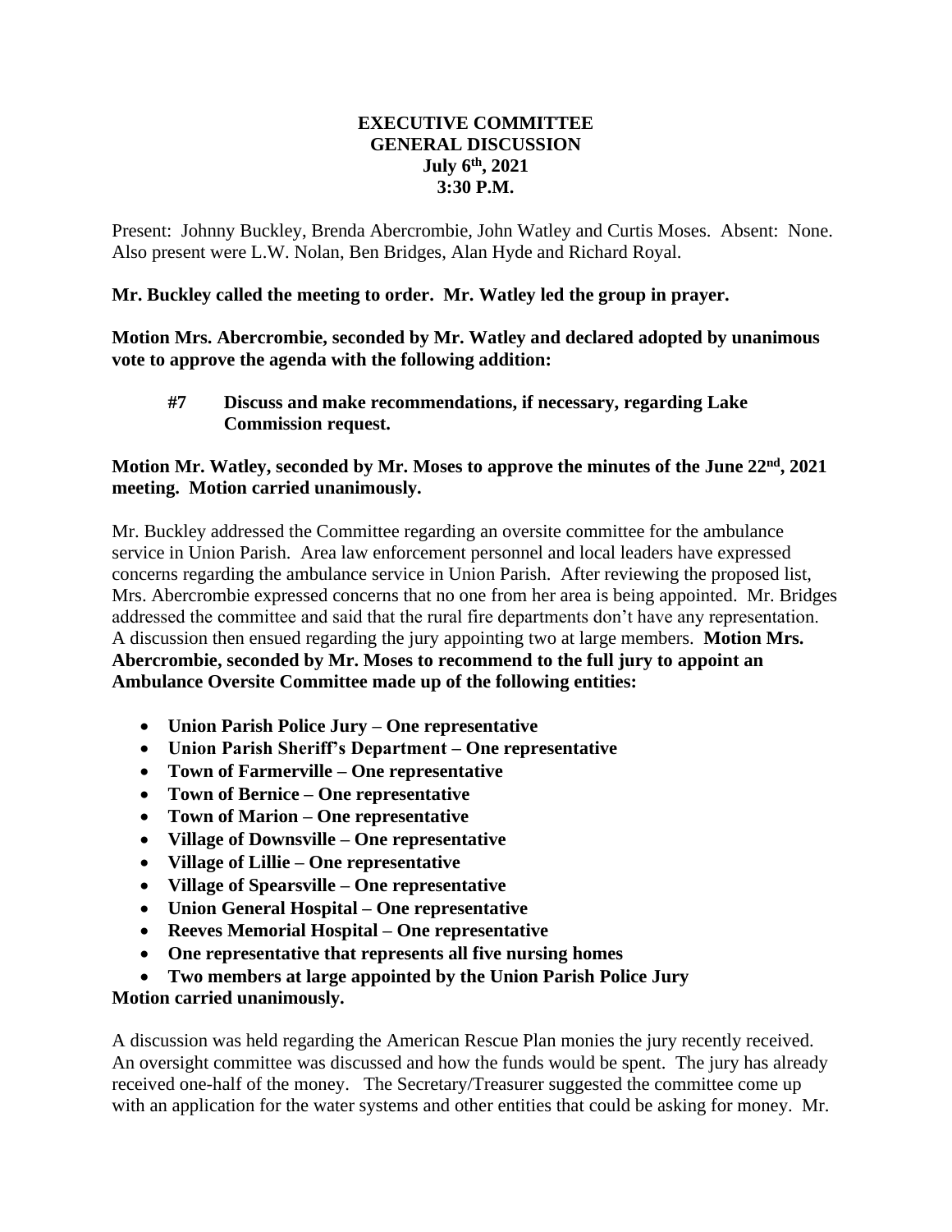# EXECUTIVE COMMITTEE
## GENERAL DISCUSSION
### July 6th, 2021
### 3:30 P.M.

Present: Johnny Buckley, Brenda Abercrombie, John Watley and Curtis Moses. Absent: None. Also present were L.W. Nolan, Ben Bridges, Alan Hyde and Richard Royal.

**Mr. Buckley called the meeting to order. Mr. Watley led the group in prayer.**

**Motion Mrs. Abercrombie, seconded by Mr. Watley and declared adopted by unanimous vote to approve the agenda with the following addition:**

> **#7 Discuss and make recommendations, if necessary, regarding Lake Commission request.**

**Motion Mr. Watley, seconded by Mr. Moses to approve the minutes of the June 22nd, 2021 meeting. Motion carried unanimously.**

Mr. Buckley addressed the Committee regarding an oversite committee for the ambulance service in Union Parish. Area law enforcement personnel and local leaders have expressed concerns regarding the ambulance service in Union Parish. After reviewing the proposed list, Mrs. Abercrombie expressed concerns that no one from her area is being appointed. Mr. Bridges addressed the committee and said that the rural fire departments don't have any representation. A discussion then ensued regarding the jury appointing two at large members. **Motion Mrs. Abercrombie, seconded by Mr. Moses to recommend to the full jury to appoint an Ambulance Oversite Committee made up of the following entities:**

- **Union Parish Police Jury – One representative**
- **Union Parish Sheriff's Department – One representative**
- **Town of Farmerville – One representative**
- **Town of Bernice – One representative**
- **Town of Marion – One representative**
- **Village of Downsville – One representative**
- **Village of Lillie – One representative**
- **Village of Spearsville – One representative**
- **Union General Hospital – One representative**
- **Reeves Memorial Hospital – One representative**
- **One representative that represents all five nursing homes**
- **Two members at large appointed by the Union Parish Police Jury**

**Motion carried unanimously.**

A discussion was held regarding the American Rescue Plan monies the jury recently received. An oversight committee was discussed and how the funds would be spent. The jury has already received one-half of the money. The Secretary/Treasurer suggested the committee come up with an application for the water systems and other entities that could be asking for money. Mr.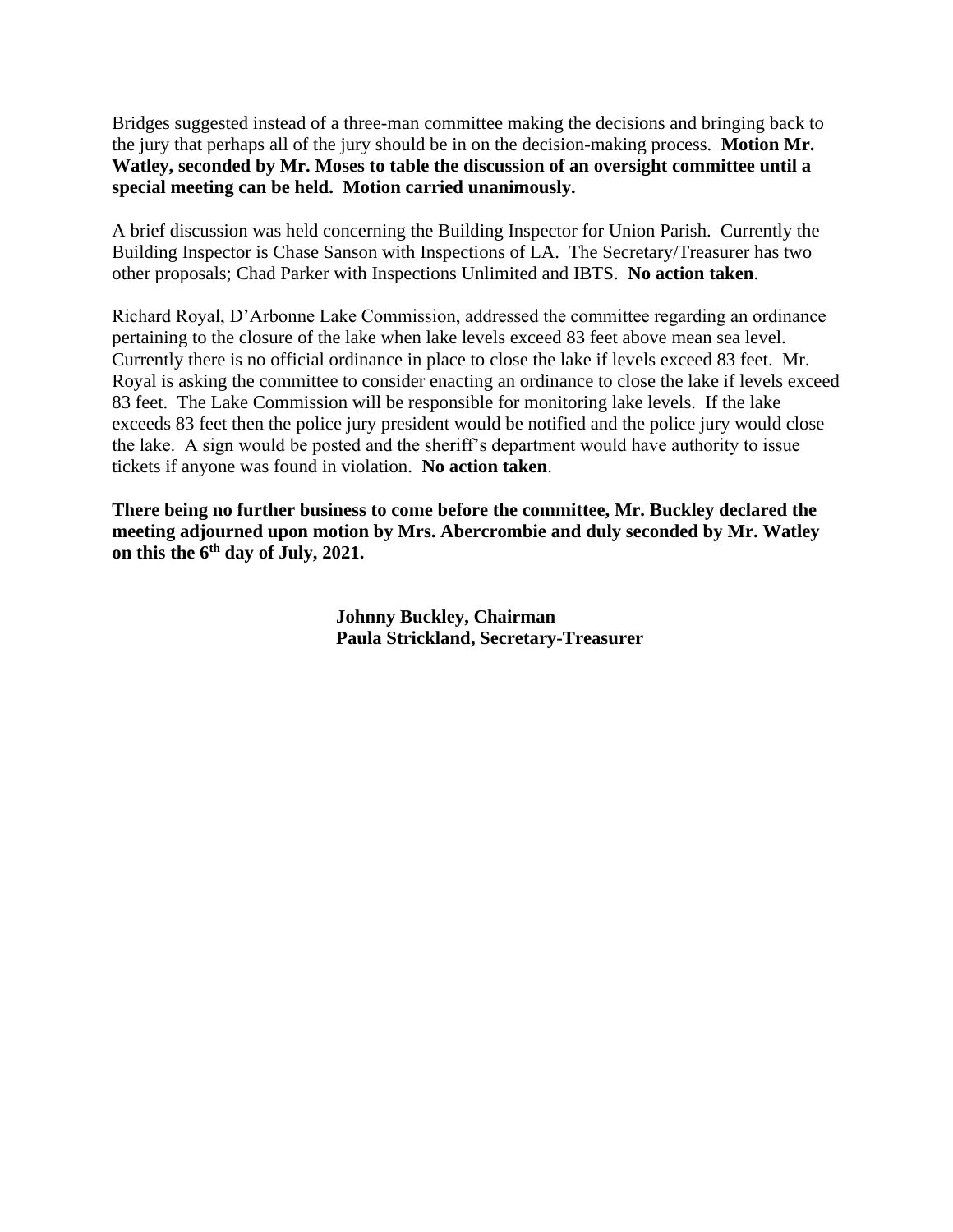Bridges suggested instead of a three-man committee making the decisions and bringing back to the jury that perhaps all of the jury should be in on the decision-making process. **Motion Mr. Watley, seconded by Mr. Moses to table the discussion of an oversight committee until a special meeting can be held. Motion carried unanimously.**

A brief discussion was held concerning the Building Inspector for Union Parish. Currently the Building Inspector is Chase Sanson with Inspections of LA. The Secretary/Treasurer has two other proposals; Chad Parker with Inspections Unlimited and IBTS. **No action taken**.

Richard Royal, D'Arbonne Lake Commission, addressed the committee regarding an ordinance pertaining to the closure of the lake when lake levels exceed 83 feet above mean sea level. Currently there is no official ordinance in place to close the lake if levels exceed 83 feet. Mr. Royal is asking the committee to consider enacting an ordinance to close the lake if levels exceed 83 feet. The Lake Commission will be responsible for monitoring lake levels. If the lake exceeds 83 feet then the police jury president would be notified and the police jury would close the lake. A sign would be posted and the sheriff's department would have authority to issue tickets if anyone was found in violation. **No action taken**.

**There being no further business to come before the committee, Mr. Buckley declared the meeting adjourned upon motion by Mrs. Abercrombie and duly seconded by Mr. Watley on this the 6th day of July, 2021.**

**Johnny Buckley, Chairman**
**Paula Strickland, Secretary-Treasurer**